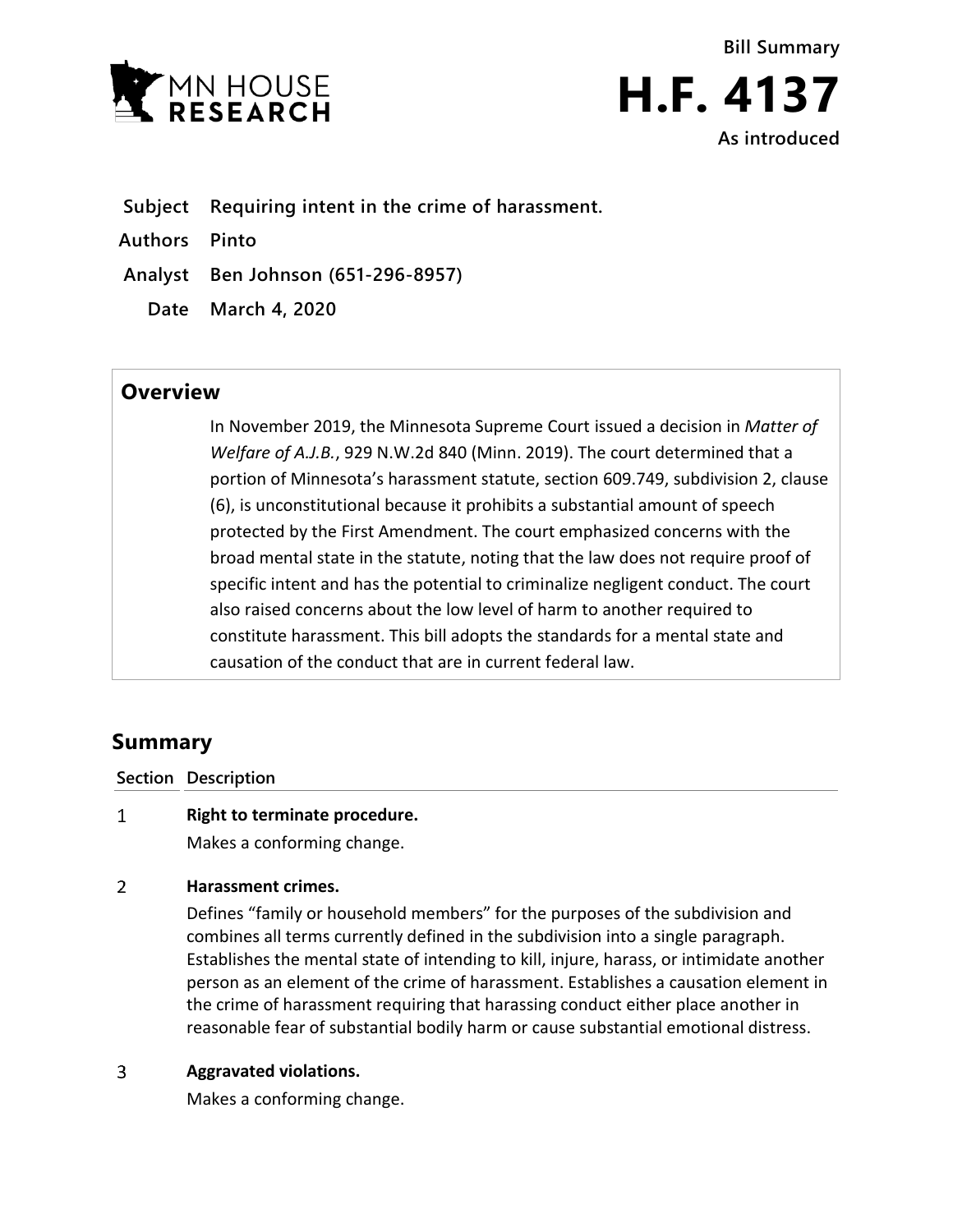MN HOUSE RESEARCH

**Bill Summary**

# H.F. 4137

**As introduced**

| | |
|---|---|
| **Subject** | **Requiring intent in the crime of harassment.** |
| **Authors** | **Pinto** |
| **Analyst** | **Ben Johnson (651-296-8957)** |
| **Date** | **March 4, 2020** |

## Overview

In November 2019, the Minnesota Supreme Court issued a decision in *Matter of Welfare of A.J.B.*, 929 N.W.2d 840 (Minn. 2019). The court determined that a portion of Minnesota's harassment statute, section 609.749, subdivision 2, clause (6), is unconstitutional because it prohibits a substantial amount of speech protected by the First Amendment. The court emphasized concerns with the broad mental state in the statute, noting that the law does not require proof of specific intent and has the potential to criminalize negligent conduct. The court also raised concerns about the low level of harm to another required to constitute harassment. This bill adopts the standards for a mental state and causation of the conduct that are in current federal law.

## Summary

| Section | Description |
|---|---|
| 1 | **Right to terminate procedure.**<br>Makes a conforming change. |
| 2 | **Harassment crimes.**<br>Defines "family or household members" for the purposes of the subdivision and combines all terms currently defined in the subdivision into a single paragraph. Establishes the mental state of intending to kill, injure, harass, or intimidate another person as an element of the crime of harassment. Establishes a causation element in the crime of harassment requiring that harassing conduct either place another in reasonable fear of substantial bodily harm or cause substantial emotional distress. |
| 3 | **Aggravated violations.**<br>Makes a conforming change. |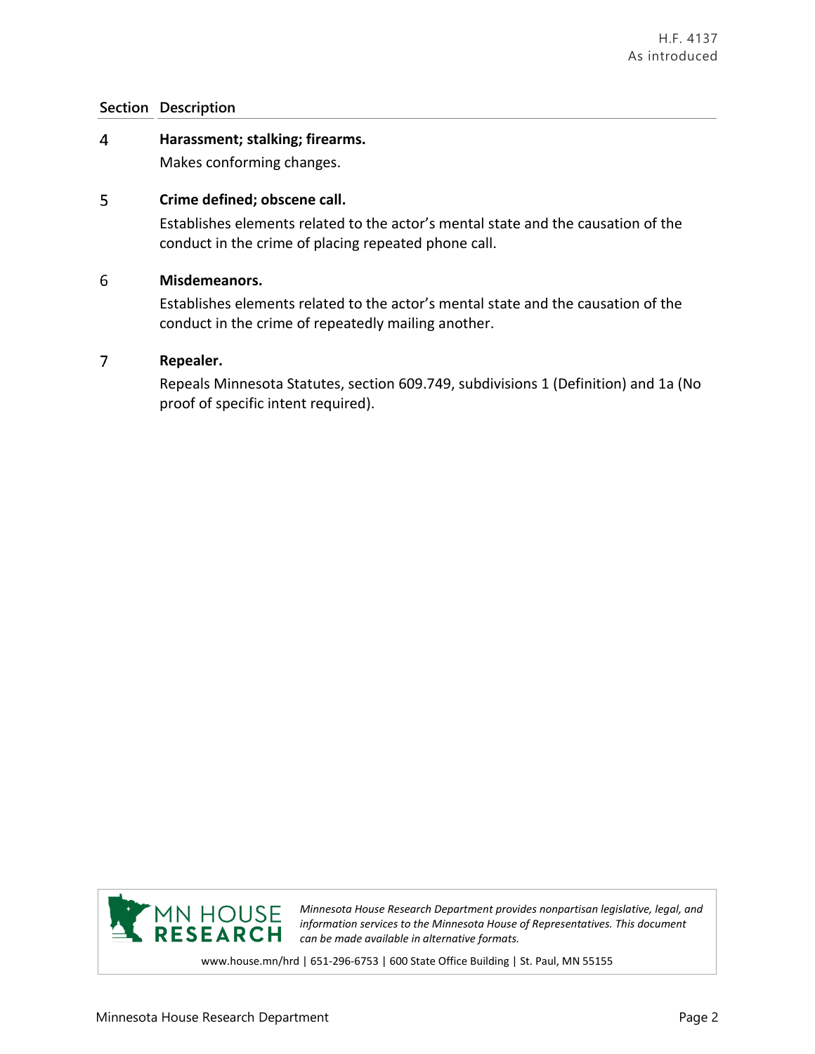| Section | Description |
|---|---|
| 4 | **Harassment; stalking; firearms.**<br>Makes conforming changes. |
| 5 | **Crime defined; obscene call.**<br>Establishes elements related to the actor's mental state and the causation of the conduct in the crime of placing repeated phone call. |
| 6 | **Misdemeanors.**<br>Establishes elements related to the actor's mental state and the causation of the conduct in the crime of repeatedly mailing another. |
| 7 | **Repealer.**<br>Repeals Minnesota Statutes, section 609.749, subdivisions 1 (Definition) and 1a (No proof of specific intent required). |

MN HOUSE RESEARCH

*Minnesota House Research Department provides nonpartisan legislative, legal, and information services to the Minnesota House of Representatives. This document can be made available in alternative formats.*

www.house.mn/hrd | 651-296-6753 | 600 State Office Building | St. Paul, MN 55155